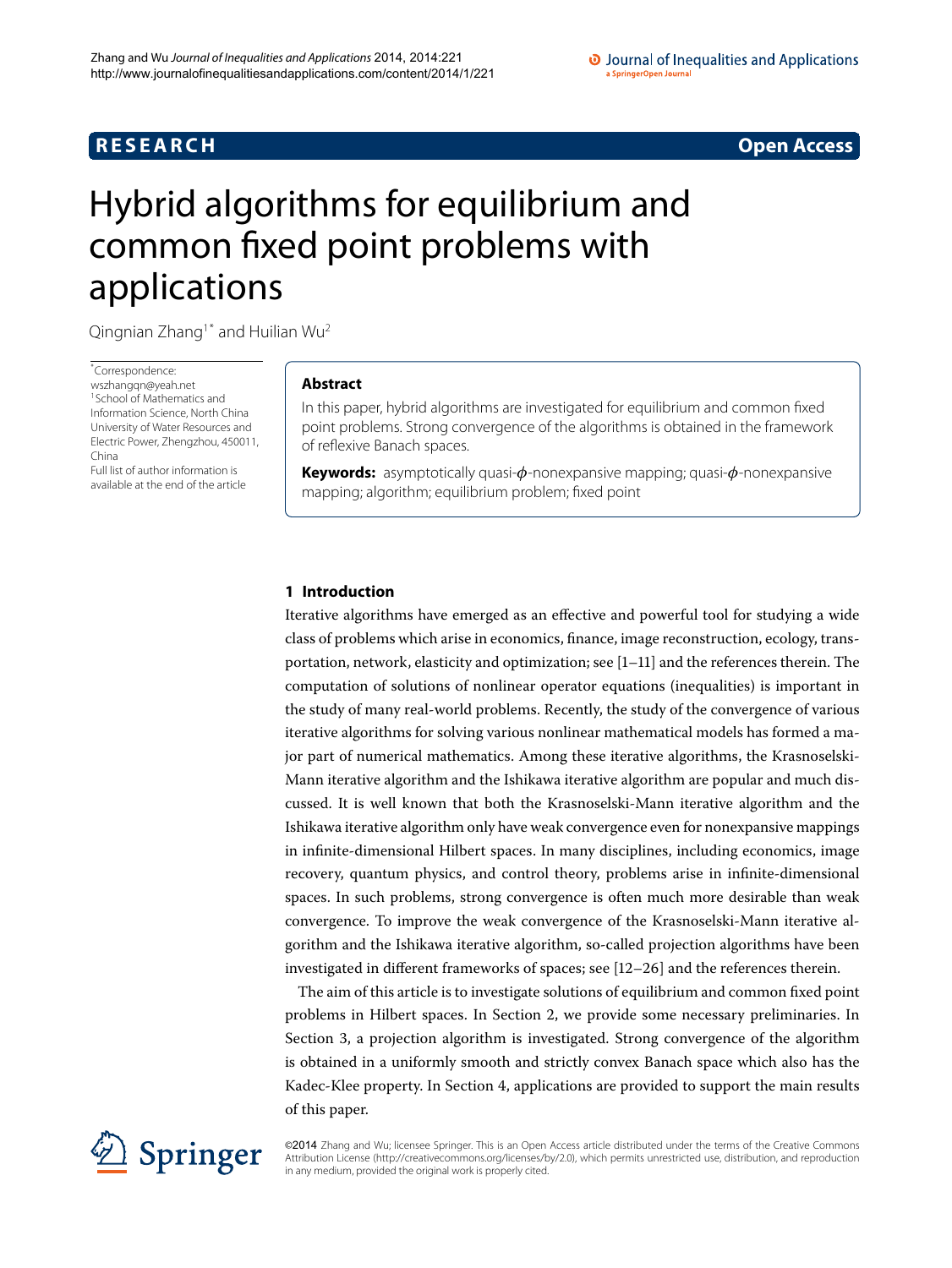**RESEARCH** **Open Access**

# Hybrid algorithms for equilibrium and common fixed point problems with applications

Qingnian Zhang[1*] and Huilian Wu[2]

*Correspondence: wszhangqn@yeah.net
[1]School of Mathematics and Information Science, North China University of Water Resources and Electric Power, Zhengzhou, 450011, China
Full list of author information is available at the end of the article

## Abstract

In this paper, hybrid algorithms are investigated for equilibrium and common fixed point problems. Strong convergence of the algorithms is obtained in the framework of reflexive Banach spaces.

**Keywords:** asymptotically quasi-$\phi$-nonexpansive mapping; quasi-$\phi$-nonexpansive mapping; algorithm; equilibrium problem; fixed point

## 1 Introduction

Iterative algorithms have emerged as an effective and powerful tool for studying a wide class of problems which arise in economics, finance, image reconstruction, ecology, transportation, network, elasticity and optimization; see [1–11] and the references therein. The computation of solutions of nonlinear operator equations (inequalities) is important in the study of many real-world problems. Recently, the study of the convergence of various iterative algorithms for solving various nonlinear mathematical models has formed a major part of numerical mathematics. Among these iterative algorithms, the Krasnoselski-Mann iterative algorithm and the Ishikawa iterative algorithm are popular and much discussed. It is well known that both the Krasnoselski-Mann iterative algorithm and the Ishikawa iterative algorithm only have weak convergence even for nonexpansive mappings in infinite-dimensional Hilbert spaces. In many disciplines, including economics, image recovery, quantum physics, and control theory, problems arise in infinite-dimensional spaces. In such problems, strong convergence is often much more desirable than weak convergence. To improve the weak convergence of the Krasnoselski-Mann iterative algorithm and the Ishikawa iterative algorithm, so-called projection algorithms have been investigated in different frameworks of spaces; see [12–26] and the references therein.

The aim of this article is to investigate solutions of equilibrium and common fixed point problems in Hilbert spaces. In Section 2, we provide some necessary preliminaries. In Section 3, a projection algorithm is investigated. Strong convergence of the algorithm is obtained in a uniformly smooth and strictly convex Banach space which also has the Kadec-Klee property. In Section 4, applications are provided to support the main results of this paper.

©2014 Zhang and Wu; licensee Springer. This is an Open Access article distributed under the terms of the Creative Commons Attribution License (http://creativecommons.org/licenses/by/2.0), which permits unrestricted use, distribution, and reproduction in any medium, provided the original work is properly cited.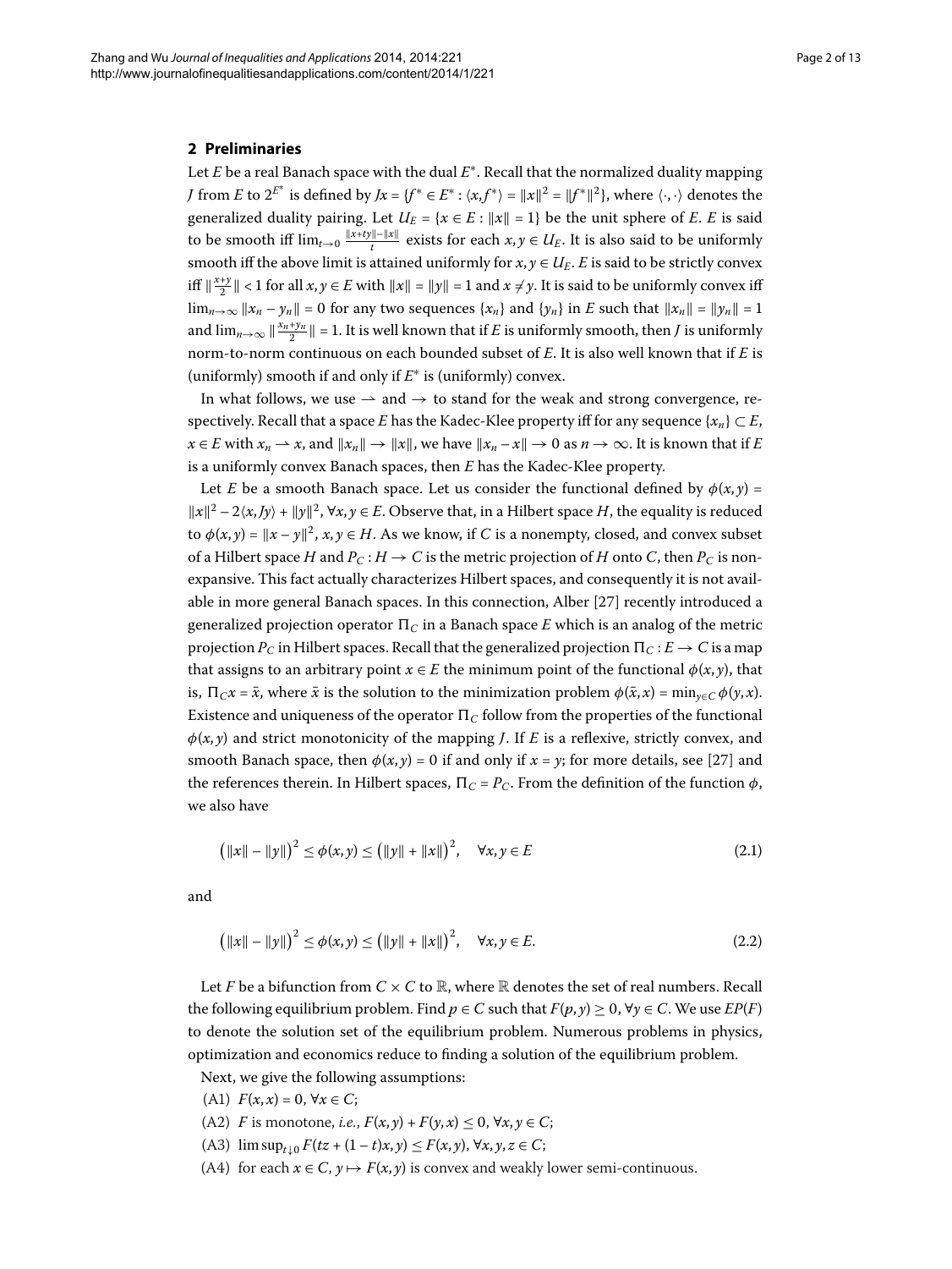## 2 Preliminaries

Let $E$ be a real Banach space with the dual $E^*$. Recall that the normalized duality mapping $J$ from $E$ to $2^{E^*}$ is defined by $Jx = \{f^* \in E^* : \langle x, f^* \rangle = \|x\|^2 = \|f^*\|^2\}$, where $\langle \cdot, \cdot \rangle$ denotes the generalized duality pairing. Let $U_E = \{x \in E : \|x\| = 1\}$ be the unit sphere of $E$. $E$ is said to be smooth iff $\lim_{t\to 0} \frac{\|x+ty\|-\|x\|}{t}$ exists for each $x, y \in U_E$. It is also said to be uniformly smooth iff the above limit is attained uniformly for $x, y \in U_E$. $E$ is said to be strictly convex iff $\|\frac{x+y}{2}\| < 1$ for all $x, y \in E$ with $\|x\| = \|y\| = 1$ and $x \neq y$. It is said to be uniformly convex iff $\lim_{n\to\infty} \|x_n - y_n\| = 0$ for any two sequences $\{x_n\}$ and $\{y_n\}$ in $E$ such that $\|x_n\| = \|y_n\| = 1$ and $\lim_{n\to\infty} \|\frac{x_n+y_n}{2}\| = 1$. It is well known that if $E$ is uniformly smooth, then $J$ is uniformly norm-to-norm continuous on each bounded subset of $E$. It is also well known that if $E$ is (uniformly) smooth if and only if $E^*$ is (uniformly) convex.

In what follows, we use $\rightharpoonup$ and $\rightarrow$ to stand for the weak and strong convergence, respectively. Recall that a space $E$ has the Kadec-Klee property iff for any sequence $\{x_n\} \subset E$, $x \in E$ with $x_n \rightharpoonup x$, and $\|x_n\| \rightarrow \|x\|$, we have $\|x_n - x\| \rightarrow 0$ as $n \rightarrow \infty$. It is known that if $E$ is a uniformly convex Banach spaces, then $E$ has the Kadec-Klee property.

Let $E$ be a smooth Banach space. Let us consider the functional defined by $\phi(x, y) = \|x\|^2 - 2\langle x, Jy \rangle + \|y\|^2$, $\forall x, y \in E$. Observe that, in a Hilbert space $H$, the equality is reduced to $\phi(x, y) = \|x - y\|^2$, $x, y \in H$. As we know, if $C$ is a nonempty, closed, and convex subset of a Hilbert space $H$ and $P_C : H \rightarrow C$ is the metric projection of $H$ onto $C$, then $P_C$ is nonexpansive. This fact actually characterizes Hilbert spaces, and consequently it is not available in more general Banach spaces. In this connection, Alber [27] recently introduced a generalized projection operator $\Pi_C$ in a Banach space $E$ which is an analog of the metric projection $P_C$ in Hilbert spaces. Recall that the generalized projection $\Pi_C : E \rightarrow C$ is a map that assigns to an arbitrary point $x \in E$ the minimum point of the functional $\phi(x, y)$, that is, $\Pi_C x = \bar{x}$, where $\bar{x}$ is the solution to the minimization problem $\phi(\bar{x}, x) = \min_{y\in C} \phi(y, x)$. Existence and uniqueness of the operator $\Pi_C$ follow from the properties of the functional $\phi(x, y)$ and strict monotonicity of the mapping $J$. If $E$ is a reflexive, strictly convex, and smooth Banach space, then $\phi(x, y) = 0$ if and only if $x = y$; for more details, see [27] and the references therein. In Hilbert spaces, $\Pi_C = P_C$. From the definition of the function $\phi$, we also have

$$\left(\|x\| - \|y\|\right)^2 \leq \phi(x, y) \leq \left(\|y\| + \|x\|\right)^2, \quad \forall x, y \in E \tag{2.1}$$

and

$$\left(\|x\| - \|y\|\right)^2 \leq \phi(x, y) \leq \left(\|y\| + \|x\|\right)^2, \quad \forall x, y \in E. \tag{2.2}$$

Let $F$ be a bifunction from $C \times C$ to $\mathbb{R}$, where $\mathbb{R}$ denotes the set of real numbers. Recall the following equilibrium problem. Find $p \in C$ such that $F(p, y) \geq 0$, $\forall y \in C$. We use $EP(F)$ to denote the solution set of the equilibrium problem. Numerous problems in physics, optimization and economics reduce to finding a solution of the equilibrium problem.

Next, we give the following assumptions:

(A1) $F(x, x) = 0$, $\forall x \in C$;

(A2) $F$ is monotone, *i.e.*, $F(x, y) + F(y, x) \leq 0$, $\forall x, y \in C$;

(A3) $\limsup_{t\downarrow 0} F(tz + (1 - t)x, y) \leq F(x, y)$, $\forall x, y, z \in C$;

(A4) for each $x \in C$, $y \mapsto F(x, y)$ is convex and weakly lower semi-continuous.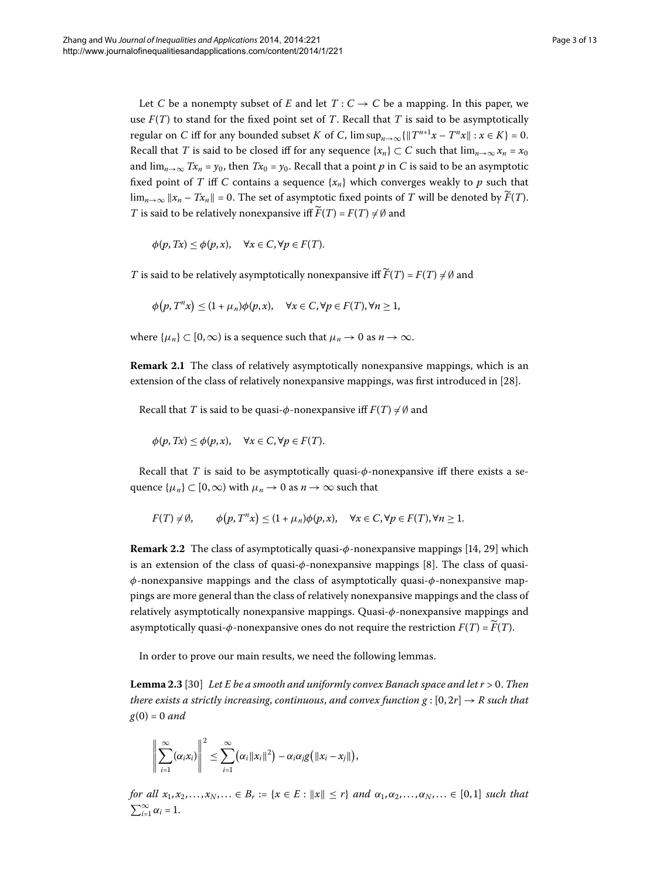Let $C$ be a nonempty subset of $E$ and let $T : C \to C$ be a mapping. In this paper, we use $F(T)$ to stand for the fixed point set of $T$. Recall that $T$ is said to be asymptotically regular on $C$ iff for any bounded subset $K$ of $C$, $\limsup_{n\to\infty}\{\|T^{n+1}x - T^n x\| : x \in K\} = 0$. Recall that $T$ is said to be closed iff for any sequence $\{x_n\} \subset C$ such that $\lim_{n\to\infty} x_n = x_0$ and $\lim_{n\to\infty} Tx_n = y_0$, then $Tx_0 = y_0$. Recall that a point $p$ in $C$ is said to be an asymptotic fixed point of $T$ iff $C$ contains a sequence $\{x_n\}$ which converges weakly to $p$ such that $\lim_{n\to\infty} \|x_n - Tx_n\| = 0$. The set of asymptotic fixed points of $T$ will be denoted by $\widetilde{F}(T)$. $T$ is said to be relatively nonexpansive iff $\widetilde{F}(T) = F(T) \neq \emptyset$ and

$$\phi(p, Tx) \leq \phi(p, x), \quad \forall x \in C, \forall p \in F(T).$$

$T$ is said to be relatively asymptotically nonexpansive iff $\widetilde{F}(T) = F(T) \neq \emptyset$ and

$$\phi\big(p, T^n x\big) \leq (1 + \mu_n)\phi(p, x), \quad \forall x \in C, \forall p \in F(T), \forall n \geq 1,$$

where $\{\mu_n\} \subset [0, \infty)$ is a sequence such that $\mu_n \to 0$ as $n \to \infty$.

**Remark 2.1** The class of relatively asymptotically nonexpansive mappings, which is an extension of the class of relatively nonexpansive mappings, was first introduced in [28].

Recall that $T$ is said to be quasi-$\phi$-nonexpansive iff $F(T) \neq \emptyset$ and

$$\phi(p, Tx) \leq \phi(p, x), \quad \forall x \in C, \forall p \in F(T).$$

Recall that $T$ is said to be asymptotically quasi-$\phi$-nonexpansive iff there exists a sequence $\{\mu_n\} \subset [0, \infty)$ with $\mu_n \to 0$ as $n \to \infty$ such that

$$F(T) \neq \emptyset, \qquad \phi\big(p, T^n x\big) \leq (1 + \mu_n)\phi(p, x), \quad \forall x \in C, \forall p \in F(T), \forall n \geq 1.$$

**Remark 2.2** The class of asymptotically quasi-$\phi$-nonexpansive mappings [14, 29] which is an extension of the class of quasi-$\phi$-nonexpansive mappings [8]. The class of quasi-$\phi$-nonexpansive mappings and the class of asymptotically quasi-$\phi$-nonexpansive mappings are more general than the class of relatively nonexpansive mappings and the class of relatively asymptotically nonexpansive mappings. Quasi-$\phi$-nonexpansive mappings and asymptotically quasi-$\phi$-nonexpansive ones do not require the restriction $F(T) = \widetilde{F}(T)$.

In order to prove our main results, we need the following lemmas.

**Lemma 2.3** [30] *Let $E$ be a smooth and uniformly convex Banach space and let $r > 0$. Then there exists a strictly increasing, continuous, and convex function $g : [0, 2r] \to R$ such that $g(0) = 0$ and*

$$\left\| \sum_{i=1}^{\infty} (\alpha_i x_i) \right\|^2 \leq \sum_{i=1}^{\infty} \big(\alpha_i \|x_i\|^2\big) - \alpha_i \alpha_j g\big(\|x_i - x_j\|\big),$$

*for all $x_1, x_2, \ldots, x_N, \ldots \in B_r := \{x \in E : \|x\| \leq r\}$ and $\alpha_1, \alpha_2, \ldots, \alpha_N, \ldots \in [0, 1]$ such that $\sum_{i=1}^{\infty} \alpha_i = 1$.*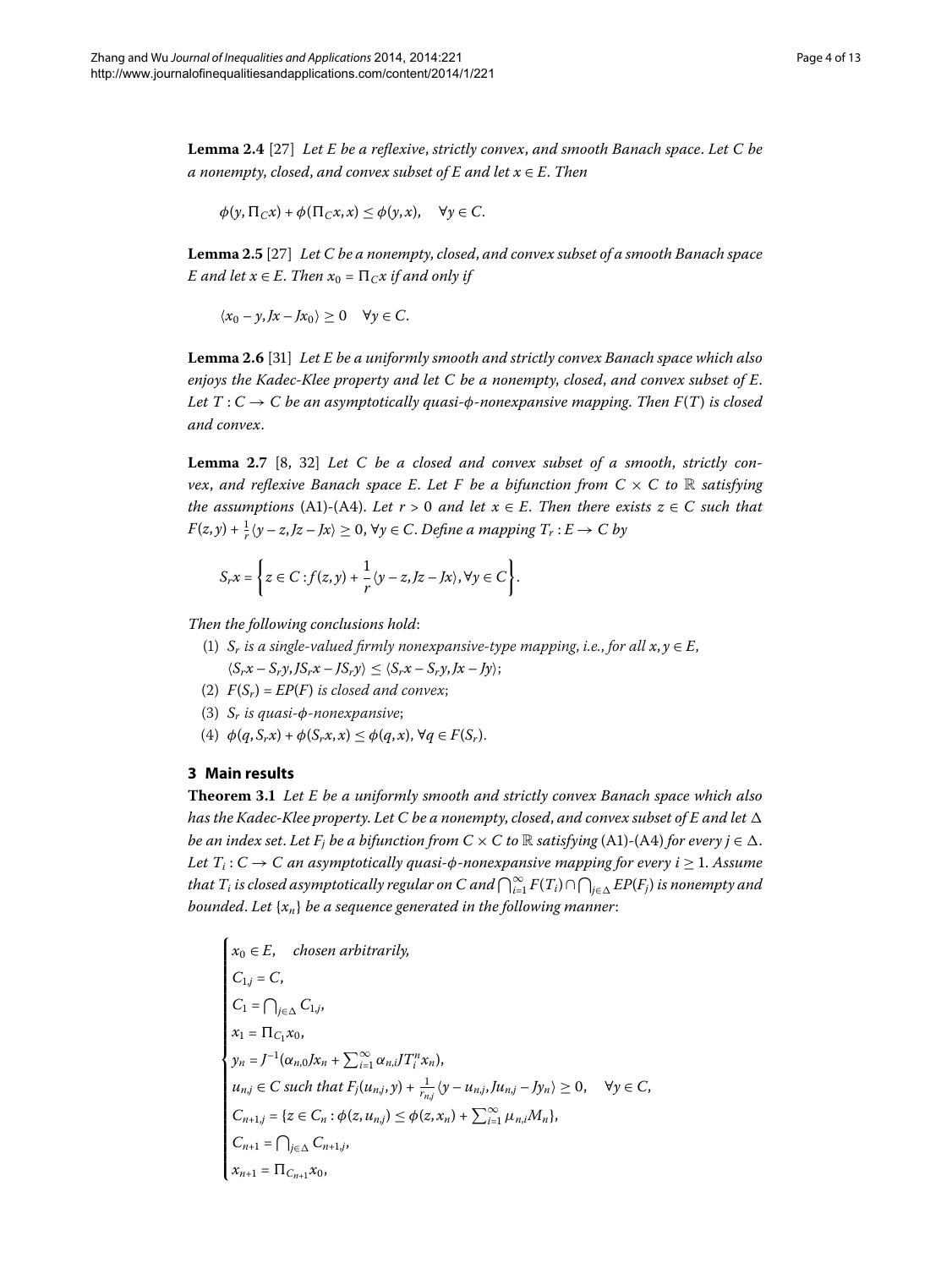**Lemma 2.4** [27] *Let $E$ be a reflexive, strictly convex, and smooth Banach space. Let $C$ be a nonempty, closed, and convex subset of $E$ and let $x \in E$. Then*

$$\phi(y, \Pi_C x) + \phi(\Pi_C x, x) \leq \phi(y, x), \quad \forall y \in C.$$

**Lemma 2.5** [27] *Let $C$ be a nonempty, closed, and convex subset of a smooth Banach space $E$ and let $x \in E$. Then $x_0 = \Pi_C x$ if and only if*

$$\langle x_0 - y, Jx - Jx_0 \rangle \geq 0 \quad \forall y \in C.$$

**Lemma 2.6** [31] *Let $E$ be a uniformly smooth and strictly convex Banach space which also enjoys the Kadec-Klee property and let $C$ be a nonempty, closed, and convex subset of $E$. Let $T : C \to C$ be an asymptotically quasi-$\phi$-nonexpansive mapping. Then $F(T)$ is closed and convex.*

**Lemma 2.7** [8, 32] *Let $C$ be a closed and convex subset of a smooth, strictly convex, and reflexive Banach space $E$. Let $F$ be a bifunction from $C \times C$ to $\mathbb{R}$ satisfying the assumptions (A1)-(A4). Let $r > 0$ and let $x \in E$. Then there exists $z \in C$ such that $F(z, y) + \frac{1}{r}\langle y - z, Jz - Jx \rangle \geq 0$, $\forall y \in C$. Define a mapping $T_r : E \to C$ by*

$$S_r x = \left\{ z \in C : f(z, y) + \frac{1}{r}\langle y - z, Jz - Jx \rangle, \forall y \in C \right\}.$$

*Then the following conclusions hold*:

1. $S_r$ *is a single-valued firmly nonexpansive-type mapping, i.e., for all $x, y \in E$,* $\langle S_r x - S_r y, JS_r x - JS_r y \rangle \leq \langle S_r x - S_r y, Jx - Jy \rangle$;
2. $F(S_r) = EP(F)$ *is closed and convex*;
3. $S_r$ *is quasi-$\phi$-nonexpansive*;
4. $\phi(q, S_r x) + \phi(S_r x, x) \leq \phi(q, x)$, $\forall q \in F(S_r)$.

## 3 Main results

**Theorem 3.1** *Let $E$ be a uniformly smooth and strictly convex Banach space which also has the Kadec-Klee property. Let $C$ be a nonempty, closed, and convex subset of $E$ and let $\Delta$ be an index set. Let $F_j$ be a bifunction from $C \times C$ to $\mathbb{R}$ satisfying (A1)-(A4) for every $j \in \Delta$. Let $T_i : C \to C$ an asymptotically quasi-$\phi$-nonexpansive mapping for every $i \geq 1$. Assume that $T_i$ is closed asymptotically regular on $C$ and $\bigcap_{i=1}^{\infty} F(T_i) \cap \bigcap_{j \in \Delta} EP(F_j)$ is nonempty and bounded. Let $\{x_n\}$ be a sequence generated in the following manner*:

$$\begin{cases} x_0 \in E, \quad \text{chosen arbitrarily,} \\ C_{1,j} = C, \\ C_1 = \bigcap_{j \in \Delta} C_{1,j}, \\ x_1 = \Pi_{C_1} x_0, \\ y_n = J^{-1}(\alpha_{n,0} Jx_n + \sum_{i=1}^{\infty} \alpha_{n,i} JT_i^n x_n), \\ u_{n,j} \in C \text{ such that } F_j(u_{n,j}, y) + \frac{1}{r_{n,j}}\langle y - u_{n,j}, Ju_{n,j} - Jy_n \rangle \geq 0, \quad \forall y \in C, \\ C_{n+1,j} = \{z \in C_n : \phi(z, u_{n,j}) \leq \phi(z, x_n) + \sum_{i=1}^{\infty} \mu_{n,i} M_n\}, \\ C_{n+1} = \bigcap_{j \in \Delta} C_{n+1,j}, \\ x_{n+1} = \Pi_{C_{n+1}} x_0, \end{cases}$$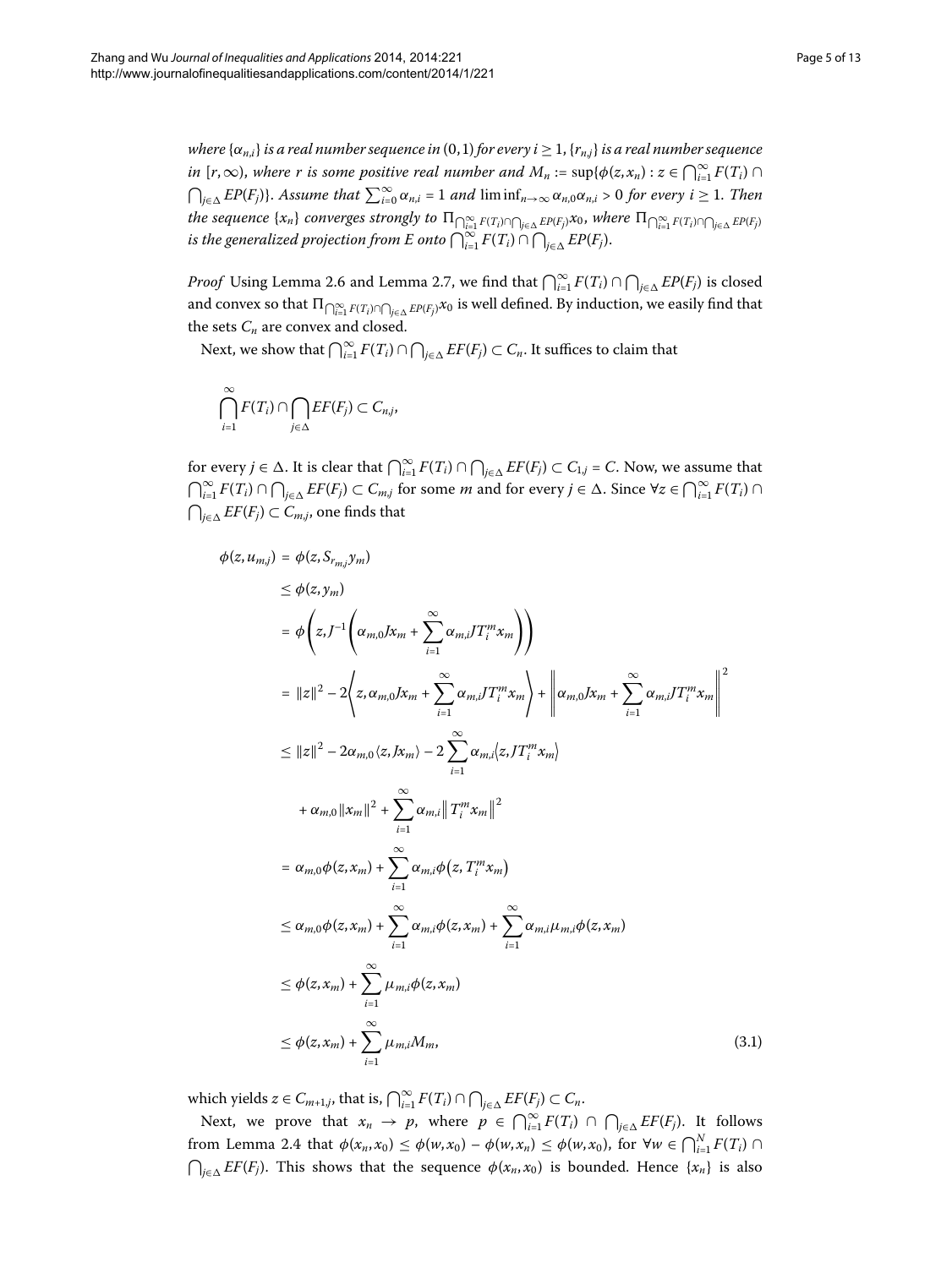*where $\{\alpha_{n,i}\}$ is a real number sequence in $(0,1)$ for every $i \geq 1$, $\{r_{n,j}\}$ is a real number sequence in $[r, \infty)$, where $r$ is some positive real number and $M_n := \sup\{\phi(z, x_n) : z \in \bigcap_{i=1}^{\infty} F(T_i) \cap \bigcap_{j\in\Delta} EP(F_j)\}$. Assume that $\sum_{i=0}^{\infty} \alpha_{n,i} = 1$ and $\liminf_{n\to\infty} \alpha_{n,0}\alpha_{n,i} > 0$ for every $i \geq 1$. Then the sequence $\{x_n\}$ converges strongly to $\Pi_{\bigcap_{i=1}^{\infty} F(T_i)\cap\bigcap_{j\in\Delta} EP(F_j)} x_0$, where $\Pi_{\bigcap_{i=1}^{\infty} F(T_i)\cap\bigcap_{j\in\Delta} EP(F_j)}$ is the generalized projection from $E$ onto $\bigcap_{i=1}^{\infty} F(T_i) \cap \bigcap_{j\in\Delta} EP(F_j)$.*

*Proof* Using Lemma 2.6 and Lemma 2.7, we find that $\bigcap_{i=1}^{\infty} F(T_i) \cap \bigcap_{j\in\Delta} EP(F_j)$ is closed and convex so that $\Pi_{\bigcap_{i=1}^{\infty} F(T_i)\cap\bigcap_{j\in\Delta} EP(F_j)} x_0$ is well defined. By induction, we easily find that the sets $C_n$ are convex and closed.

Next, we show that $\bigcap_{i=1}^{\infty} F(T_i) \cap \bigcap_{j\in\Delta} EF(F_j) \subset C_n$. It suffices to claim that

$$\bigcap_{i=1}^{\infty} F(T_i) \cap \bigcap_{j\in\Delta} EF(F_j) \subset C_{n,j},$$

for every $j \in \Delta$. It is clear that $\bigcap_{i=1}^{\infty} F(T_i) \cap \bigcap_{j\in\Delta} EF(F_j) \subset C_{1,j} = C$. Now, we assume that $\bigcap_{i=1}^{\infty} F(T_i) \cap \bigcap_{j\in\Delta} EF(F_j) \subset C_{m,j}$ for some $m$ and for every $j \in \Delta$. Since $\forall z \in \bigcap_{i=1}^{\infty} F(T_i) \cap \bigcap_{j\in\Delta} EF(F_j) \subset C_{m,j}$, one finds that

$$\begin{aligned}
\phi(z, u_{m,j}) &= \phi(z, S_{r_{m,j}} y_m) \\
&\leq \phi(z, y_m) \\
&= \phi\left(z, J^{-1}\left(\alpha_{m,0} J x_m + \sum_{i=1}^{\infty} \alpha_{m,i} J T_i^m x_m\right)\right) \\
&= \|z\|^2 - 2\left\langle z, \alpha_{m,0} J x_m + \sum_{i=1}^{\infty} \alpha_{m,i} J T_i^m x_m\right\rangle + \left\|\alpha_{m,0} J x_m + \sum_{i=1}^{\infty} \alpha_{m,i} J T_i^m x_m\right\|^2 \\
&\leq \|z\|^2 - 2\alpha_{m,0}\langle z, J x_m\rangle - 2\sum_{i=1}^{\infty} \alpha_{m,i}\langle z, J T_i^m x_m\rangle \\
&\quad + \alpha_{m,0}\|x_m\|^2 + \sum_{i=1}^{\infty} \alpha_{m,i}\|T_i^m x_m\|^2 \\
&= \alpha_{m,0}\phi(z, x_m) + \sum_{i=1}^{\infty} \alpha_{m,i}\phi(z, T_i^m x_m) \\
&\leq \alpha_{m,0}\phi(z, x_m) + \sum_{i=1}^{\infty} \alpha_{m,i}\phi(z, x_m) + \sum_{i=1}^{\infty} \alpha_{m,i}\mu_{m,i}\phi(z, x_m) \\
&\leq \phi(z, x_m) + \sum_{i=1}^{\infty} \mu_{m,i}\phi(z, x_m) \\
&\leq \phi(z, x_m) + \sum_{i=1}^{\infty} \mu_{m,i} M_m,
\end{aligned} \tag{3.1}$$

which yields $z \in C_{m+1,j}$, that is, $\bigcap_{i=1}^{\infty} F(T_i) \cap \bigcap_{j\in\Delta} EF(F_j) \subset C_n$.

Next, we prove that $x_n \to p$, where $p \in \bigcap_{i=1}^{\infty} F(T_i) \cap \bigcap_{j\in\Delta} EF(F_j)$. It follows from Lemma 2.4 that $\phi(x_n, x_0) \leq \phi(w, x_0) - \phi(w, x_n) \leq \phi(w, x_0)$, for $\forall w \in \bigcap_{i=1}^{N} F(T_i) \cap \bigcap_{j\in\Delta} EF(F_j)$. This shows that the sequence $\phi(x_n, x_0)$ is bounded. Hence $\{x_n\}$ is also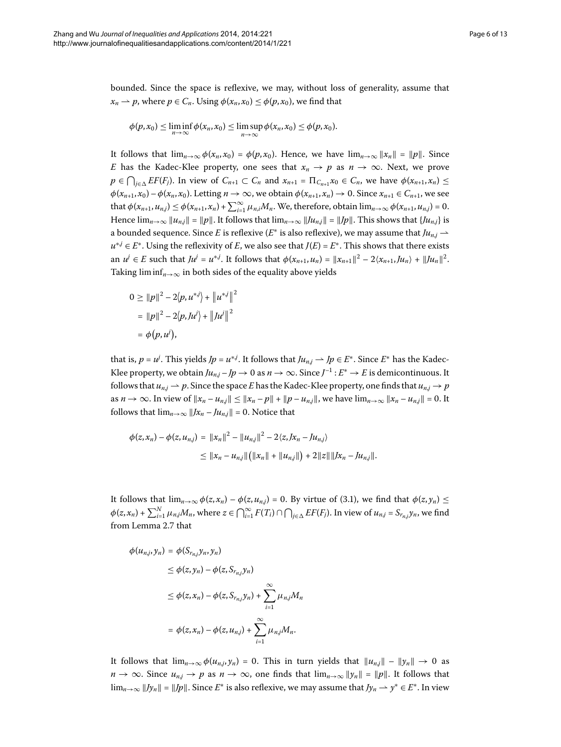bounded. Since the space is reflexive, we may, without loss of generality, assume that $x_n \rightharpoonup p$, where $p \in C_n$. Using $\phi(x_n, x_0) \le \phi(p, x_0)$, we find that

$$\phi(p, x_0) \le \liminf_{n\to\infty} \phi(x_n, x_0) \le \limsup_{n\to\infty} \phi(x_n, x_0) \le \phi(p, x_0).$$

It follows that $\lim_{n\to\infty} \phi(x_n, x_0) = \phi(p, x_0)$. Hence, we have $\lim_{n\to\infty} \|x_n\| = \|p\|$. Since $E$ has the Kadec-Klee property, one sees that $x_n \to p$ as $n \to \infty$. Next, we prove $p \in \bigcap_{j\in\Delta} EF(F_j)$. In view of $C_{n+1} \subset C_n$ and $x_{n+1} = \Pi_{C_{n+1}} x_0 \in C_n$, we have $\phi(x_{n+1}, x_n) \le \phi(x_{n+1}, x_0) - \phi(x_n, x_0)$. Letting $n \to \infty$, we obtain $\phi(x_{n+1}, x_n) \to 0$. Since $x_{n+1} \in C_{n+1}$, we see that $\phi(x_{n+1}, u_{n,j}) \le \phi(x_{n+1}, x_n) + \sum_{i=1}^{\infty} \mu_{n,i} M_n$. We, therefore, obtain $\lim_{n\to\infty} \phi(x_{n+1}, u_{n,j}) = 0$. Hence $\lim_{n\to\infty} \|u_{n,j}\| = \|p\|$. It follows that $\lim_{n\to\infty} \|Ju_{n,j}\| = \|Jp\|$. This shows that $\{Ju_{n,j}\}$ is a bounded sequence. Since $E$ is reflexive ($E^*$ is also reflexive), we may assume that $Ju_{n,j} \rightharpoonup u^{*,j} \in E^*$. Using the reflexivity of $E$, we also see that $J(E) = E^*$. This shows that there exists an $u^j \in E$ such that $Ju^j = u^{*,j}$. It follows that $\phi(x_{n+1}, u_n) = \|x_{n+1}\|^2 - 2\langle x_{n+1}, Ju_n\rangle + \|Ju_n\|^2$. Taking $\liminf_{n\to\infty}$ in both sides of the equality above yields

$$\begin{aligned}
0 &\ge \|p\|^2 - 2\langle p, u^{*,j}\rangle + \|u^{*,j}\|^2 \\
&= \|p\|^2 - 2\langle p, Ju^j\rangle + \|Ju^j\|^2 \\
&= \phi(p, u^j),
\end{aligned}$$

that is, $p = u^j$. This yields $Jp = u^{*,j}$. It follows that $Ju_{n,j} \rightharpoonup Jp \in E^*$. Since $E^*$ has the Kadec-Klee property, we obtain $Ju_{n,j} - Jp \to 0$ as $n \to \infty$. Since $J^{-1} : E^* \to E$ is demicontinuous. It follows that $u_{n,j} \rightharpoonup p$. Since the space $E$ has the Kadec-Klee property, one finds that $u_{n,j} \to p$ as $n \to \infty$. In view of $\|x_n - u_{n,j}\| \le \|x_n - p\| + \|p - u_{n,j}\|$, we have $\lim_{n\to\infty} \|x_n - u_{n,j}\| = 0$. It follows that $\lim_{n\to\infty} \|Jx_n - Ju_{n,j}\| = 0$. Notice that

$$\begin{aligned}
\phi(z, x_n) - \phi(z, u_{n,j}) &= \|x_n\|^2 - \|u_{n,j}\|^2 - 2\langle z, Jx_n - Ju_{n,j}\rangle \\
&\le \|x_n - u_{n,j}\|\big(\|x_n\| + \|u_{n,j}\|\big) + 2\|z\|\|Jx_n - Ju_{n,j}\|.
\end{aligned}$$

It follows that $\lim_{n\to\infty} \phi(z, x_n) - \phi(z, u_{n,j}) = 0$. By virtue of (3.1), we find that $\phi(z, y_n) \le \phi(z, x_n) + \sum_{i=1}^{N} \mu_{n,j} M_n$, where $z \in \bigcap_{i=1}^{\infty} F(T_i) \cap \bigcap_{j\in\Delta} EF(F_j)$. In view of $u_{n,j} = S_{r_{n,j}} y_n$, we find from Lemma 2.7 that

$$\begin{aligned}
\phi(u_{n,j}, y_n) &= \phi(S_{r_{n,j}} y_n, y_n) \\
&\le \phi(z, y_n) - \phi(z, S_{r_{n,j}} y_n) \\
&\le \phi(z, x_n) - \phi(z, S_{r_{n,j}} y_n) + \sum_{i=1}^{\infty} \mu_{n,j} M_n \\
&= \phi(z, x_n) - \phi(z, u_{n,j}) + \sum_{i=1}^{\infty} \mu_{n,j} M_n.
\end{aligned}$$

It follows that $\lim_{n\to\infty} \phi(u_{n,j}, y_n) = 0$. This in turn yields that $\|u_{n,j}\| - \|y_n\| \to 0$ as $n \to \infty$. Since $u_{n,j} \to p$ as $n \to \infty$, one finds that $\lim_{n\to\infty} \|y_n\| = \|p\|$. It follows that $\lim_{n\to\infty} \|Jy_n\| = \|Jp\|$. Since $E^*$ is also reflexive, we may assume that $Jy_n \rightharpoonup y^* \in E^*$. In view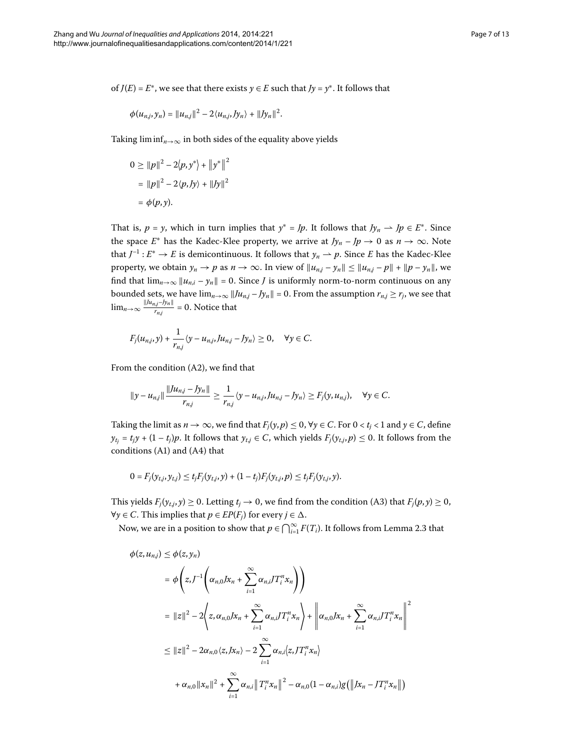of $J(E) = E^*$, we see that there exists $y \in E$ such that $Jy = y^*$. It follows that

$$\phi(u_{n,j}, y_n) = \|u_{n,j}\|^2 - 2\langle u_{n,j}, Jy_n\rangle + \|Jy_n\|^2.$$

Taking $\liminf_{n\to\infty}$ in both sides of the equality above yields

$$\begin{aligned}
0 &\geq \|p\|^2 - 2\langle p, y^*\rangle + \|y^*\|^2 \\
&= \|p\|^2 - 2\langle p, Jy\rangle + \|Jy\|^2 \\
&= \phi(p, y).
\end{aligned}$$

That is, $p = y$, which in turn implies that $y^* = Jp$. It follows that $Jy_n \rightharpoonup Jp \in E^*$. Since the space $E^*$ has the Kadec-Klee property, we arrive at $Jy_n - Jp \to 0$ as $n \to \infty$. Note that $J^{-1} : E^* \to E$ is demicontinuous. It follows that $y_n \rightharpoonup p$. Since $E$ has the Kadec-Klee property, we obtain $y_n \to p$ as $n \to \infty$. In view of $\|u_{n,j} - y_n\| \leq \|u_{n,j} - p\| + \|p - y_n\|$, we find that $\lim_{n\to\infty} \|u_{n,i} - y_n\| = 0$. Since $J$ is uniformly norm-to-norm continuous on any bounded sets, we have $\lim_{n\to\infty} \|Ju_{n,j} - Jy_n\| = 0$. From the assumption $r_{n,j} \geq r_j$, we see that $\lim_{n\to\infty} \frac{\|Ju_{n,j} - Jy_n\|}{r_{n,j}} = 0$. Notice that

$$F_j(u_{n,j}, y) + \frac{1}{r_{n,j}}\langle y - u_{n,j}, Ju_{n,j} - Jy_n\rangle \geq 0, \quad \forall y \in C.$$

From the condition (A2), we find that

$$\|y - u_{n,j}\| \frac{\|Ju_{n,j} - Jy_n\|}{r_{n,j}} \geq \frac{1}{r_{n,j}}\langle y - u_{n,j}, Ju_{n,j} - Jy_n\rangle \geq F_j(y, u_{n,j}), \quad \forall y \in C.$$

Taking the limit as $n \to \infty$, we find that $F_j(y, p) \leq 0$, $\forall y \in C$. For $0 < t_j < 1$ and $y \in C$, define $y_{t_j} = t_j y + (1 - t_j)p$. It follows that $y_{t,j} \in C$, which yields $F_j(y_{t,j}, p) \leq 0$. It follows from the conditions (A1) and (A4) that

$$0 = F_j(y_{t,j}, y_{t,j}) \leq t_j F_j(y_{t,j}, y) + (1 - t_j)F_j(y_{t,j}, p) \leq t_j F_j(y_{t,j}, y).$$

This yields $F_j(y_{t,j}, y) \geq 0$. Letting $t_j \to 0$, we find from the condition (A3) that $F_j(p, y) \geq 0$, $\forall y \in C$. This implies that $p \in EP(F_j)$ for every $j \in \Delta$.

Now, we are in a position to show that $p \in \bigcap_{i=1}^{\infty} F(T_i)$. It follows from Lemma 2.3 that

$$\begin{aligned}
\phi(z, u_{n,j}) &\leq \phi(z, y_n) \\
&= \phi\left(z, J^{-1}\left(\alpha_{n,0} Jx_n + \sum_{i=1}^{\infty} \alpha_{n,i} JT_i^n x_n\right)\right) \\
&= \|z\|^2 - 2\left\langle z, \alpha_{n,0} Jx_n + \sum_{i=1}^{\infty} \alpha_{n,i} JT_i^n x_n\right\rangle + \left\|\alpha_{n,0} Jx_n + \sum_{i=1}^{\infty} \alpha_{n,i} JT_i^n x_n\right\|^2 \\
&\leq \|z\|^2 - 2\alpha_{n,0}\langle z, Jx_n\rangle - 2\sum_{i=1}^{\infty} \alpha_{n,i}\langle z, JT_i^n x_n\rangle \\
&\quad + \alpha_{n,0}\|x_n\|^2 + \sum_{i=1}^{\infty} \alpha_{n,i}\|T_i^n x_n\|^2 - \alpha_{n,0}(1 - \alpha_{n,i})g(\|Jx_n - JT_i^n x_n\|)
\end{aligned}$$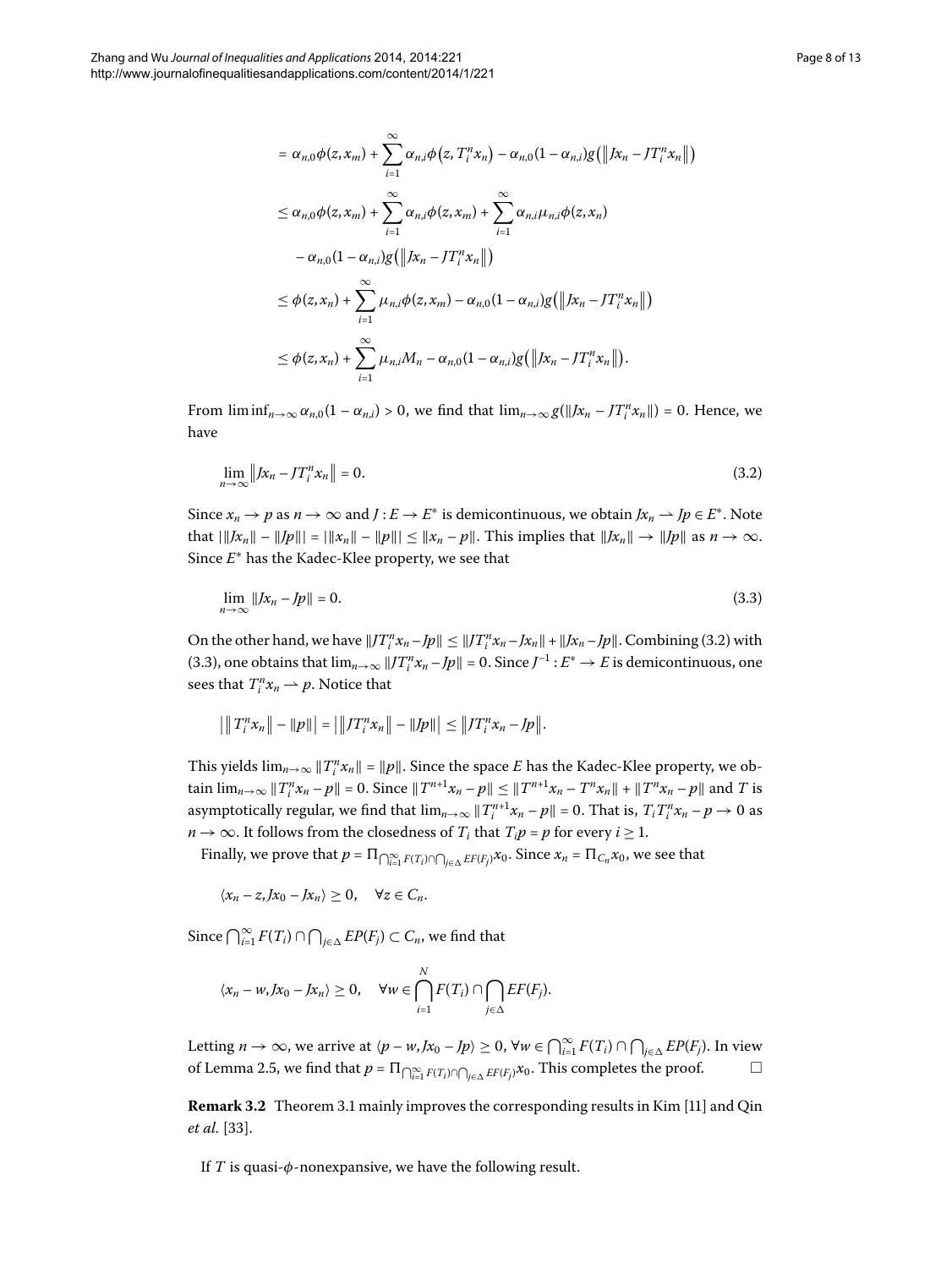$$
\begin{aligned}
&= \alpha_{n,0}\phi(z,x_m) + \sum_{i=1}^{\infty}\alpha_{n,i}\phi\big(z,T_i^n x_n\big) - \alpha_{n,0}(1-\alpha_{n,i})g\big(\big\|Jx_n - JT_i^n x_n\big\|\big) \\
&\leq \alpha_{n,0}\phi(z,x_m) + \sum_{i=1}^{\infty}\alpha_{n,i}\phi(z,x_m) + \sum_{i=1}^{\infty}\alpha_{n,i}\mu_{n,i}\phi(z,x_n) \\
&\quad - \alpha_{n,0}(1-\alpha_{n,i})g\big(\big\|Jx_n - JT_i^n x_n\big\|\big) \\
&\leq \phi(z,x_n) + \sum_{i=1}^{\infty}\mu_{n,i}\phi(z,x_m) - \alpha_{n,0}(1-\alpha_{n,i})g\big(\big\|Jx_n - JT_i^n x_n\big\|\big) \\
&\leq \phi(z,x_n) + \sum_{i=1}^{\infty}\mu_{n,i}M_n - \alpha_{n,0}(1-\alpha_{n,i})g\big(\big\|Jx_n - JT_i^n x_n\big\|\big).
\end{aligned}
$$

From $\liminf_{n\to\infty}\alpha_{n,0}(1-\alpha_{n,i}) > 0$, we find that $\lim_{n\to\infty} g(\|Jx_n - JT_i^n x_n\|) = 0$. Hence, we have

$$
\lim_{n\to\infty}\big\|Jx_n - JT_i^n x_n\big\| = 0. \tag{3.2}
$$

Since $x_n \to p$ as $n \to \infty$ and $J : E \to E^*$ is demicontinuous, we obtain $Jx_n \rightharpoonup Jp \in E^*$. Note that $|\|Jx_n\| - \|Jp\|| = |\|x_n\| - \|p\|| \leq \|x_n - p\|$. This implies that $\|Jx_n\| \to \|Jp\|$ as $n \to \infty$. Since $E^*$ has the Kadec-Klee property, we see that

$$
\lim_{n\to\infty}\|Jx_n - Jp\| = 0. \tag{3.3}
$$

On the other hand, we have $\|JT_i^n x_n - Jp\| \leq \|JT_i^n x_n - Jx_n\| + \|Jx_n - Jp\|$. Combining (3.2) with (3.3), one obtains that $\lim_{n\to\infty}\|JT_i^n x_n - Jp\| = 0$. Since $J^{-1} : E^* \to E$ is demicontinuous, one sees that $T_i^n x_n \rightharpoonup p$. Notice that

$$
\big|\big\|T_i^n x_n\big\| - \|p\|\big| = \big|\big\|JT_i^n x_n\big\| - \|Jp\|\big| \leq \big\|JT_i^n x_n - Jp\big\|.
$$

This yields $\lim_{n\to\infty}\|T_i^n x_n\| = \|p\|$. Since the space $E$ has the Kadec-Klee property, we obtain $\lim_{n\to\infty}\|T_i^n x_n - p\| = 0$. Since $\|T^{n+1}x_n - p\| \leq \|T^{n+1}x_n - T^n x_n\| + \|T^n x_n - p\|$ and $T$ is asymptotically regular, we find that $\lim_{n\to\infty}\|T_i^{n+1}x_n - p\| = 0$. That is, $T_i T_i^n x_n - p \to 0$ as $n \to \infty$. It follows from the closedness of $T_i$ that $T_i p = p$ for every $i \geq 1$.

Finally, we prove that $p = \Pi_{\bigcap_{i=1}^{\infty}F(T_i)\cap\bigcap_{j\in\Delta}EF(F_j)}x_0$. Since $x_n = \Pi_{C_n}x_0$, we see that

$$
\langle x_n - z, Jx_0 - Jx_n\rangle \geq 0, \quad \forall z \in C_n.
$$

Since $\bigcap_{i=1}^{\infty}F(T_i) \cap \bigcap_{j\in\Delta}EP(F_j) \subset C_n$, we find that

$$
\langle x_n - w, Jx_0 - Jx_n\rangle \geq 0, \quad \forall w \in \bigcap_{i=1}^{N}F(T_i) \cap \bigcap_{j\in\Delta}EF(F_j).
$$

Letting $n \to \infty$, we arrive at $\langle p - w, Jx_0 - Jp\rangle \geq 0$, $\forall w \in \bigcap_{i=1}^{\infty}F(T_i) \cap \bigcap_{j\in\Delta}EP(F_j)$. In view of Lemma 2.5, we find that $p = \Pi_{\bigcap_{i=1}^{\infty}F(T_i)\cap\bigcap_{j\in\Delta}EF(F_j)}x_0$. This completes the proof. □

**Remark 3.2** Theorem 3.1 mainly improves the corresponding results in Kim [11] and Qin *et al.* [33].

If $T$ is quasi-$\phi$-nonexpansive, we have the following result.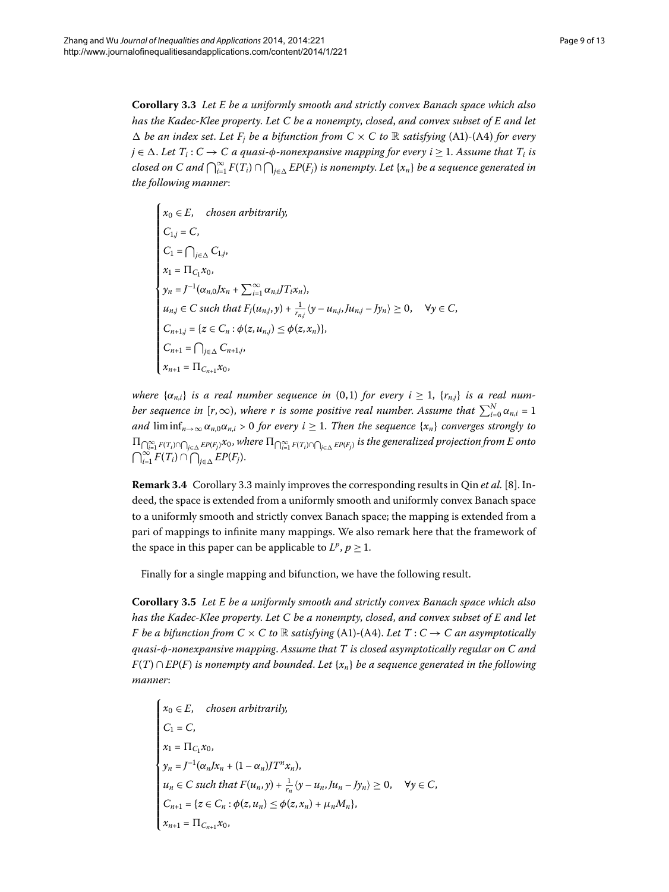**Corollary 3.3** *Let $E$ be a uniformly smooth and strictly convex Banach space which also has the Kadec-Klee property. Let $C$ be a nonempty, closed, and convex subset of $E$ and let $\Delta$ be an index set. Let $F_j$ be a bifunction from $C \times C$ to $\mathbb{R}$ satisfying* (A1)-(A4) *for every $j \in \Delta$. Let $T_i : C \to C$ a quasi-$\phi$-nonexpansive mapping for every $i \geq 1$. Assume that $T_i$ is closed on $C$ and $\bigcap_{i=1}^{\infty} F(T_i) \cap \bigcap_{j\in\Delta} EP(F_j)$ is nonempty. Let $\{x_n\}$ be a sequence generated in the following manner*:

$$
\begin{cases}
x_0 \in E, \quad \textit{chosen arbitrarily}, \\
C_{1,j} = C, \\
C_1 = \bigcap_{j\in\Delta} C_{1,j}, \\
x_1 = \Pi_{C_1} x_0, \\
y_n = J^{-1}(\alpha_{n,0} J x_n + \sum_{i=1}^{\infty} \alpha_{n,i} J T_i x_n), \\
u_{n,j} \in C \textit{ such that } F_j(u_{n,j}, y) + \frac{1}{r_{n,j}} \langle y - u_{n,j}, J u_{n,j} - J y_n \rangle \geq 0, \quad \forall y \in C, \\
C_{n+1,j} = \{z \in C_n : \phi(z, u_{n,j}) \leq \phi(z, x_n)\}, \\
C_{n+1} = \bigcap_{j\in\Delta} C_{n+1,j}, \\
x_{n+1} = \Pi_{C_{n+1}} x_0,
\end{cases}
$$

*where $\{\alpha_{n,i}\}$ is a real number sequence in $(0,1)$ for every $i \geq 1$, $\{r_{n,j}\}$ is a real number sequence in $[r, \infty)$, where $r$ is some positive real number. Assume that $\sum_{i=0}^{N} \alpha_{n,i} = 1$ and $\liminf_{n\to\infty} \alpha_{n,0}\alpha_{n,i} > 0$ for every $i \geq 1$. Then the sequence $\{x_n\}$ converges strongly to $\Pi_{\bigcap_{i=1}^{\infty} F(T_i) \cap \bigcap_{j\in\Delta} EP(F_j)} x_0$, where $\Pi_{\bigcap_{i=1}^{\infty} F(T_i) \cap \bigcap_{j\in\Delta} EP(F_j)}$ is the generalized projection from $E$ onto $\bigcap_{i=1}^{\infty} F(T_i) \cap \bigcap_{j\in\Delta} EP(F_j)$.*

**Remark 3.4** Corollary 3.3 mainly improves the corresponding results in Qin *et al.* [8]. Indeed, the space is extended from a uniformly smooth and uniformly convex Banach space to a uniformly smooth and strictly convex Banach space; the mapping is extended from a pari of mappings to infinite many mappings. We also remark here that the framework of the space in this paper can be applicable to $L^p$, $p \geq 1$.

Finally for a single mapping and bifunction, we have the following result.

**Corollary 3.5** *Let $E$ be a uniformly smooth and strictly convex Banach space which also has the Kadec-Klee property. Let $C$ be a nonempty, closed, and convex subset of $E$ and let $F$ be a bifunction from $C \times C$ to $\mathbb{R}$ satisfying* (A1)-(A4). *Let $T : C \to C$ an asymptotically quasi-$\phi$-nonexpansive mapping. Assume that $T$ is closed asymptotically regular on $C$ and $F(T) \cap EP(F)$ is nonempty and bounded. Let $\{x_n\}$ be a sequence generated in the following manner*:

$$
\begin{cases}
x_0 \in E, \quad \textit{chosen arbitrarily}, \\
C_1 = C, \\
x_1 = \Pi_{C_1} x_0, \\
y_n = J^{-1}(\alpha_n J x_n + (1-\alpha_n) J T^n x_n), \\
u_n \in C \textit{ such that } F(u_n, y) + \frac{1}{r_n} \langle y - u_n, J u_n - J y_n \rangle \geq 0, \quad \forall y \in C, \\
C_{n+1} = \{z \in C_n : \phi(z, u_n) \leq \phi(z, x_n) + \mu_n M_n\}, \\
x_{n+1} = \Pi_{C_{n+1}} x_0,
\end{cases}
$$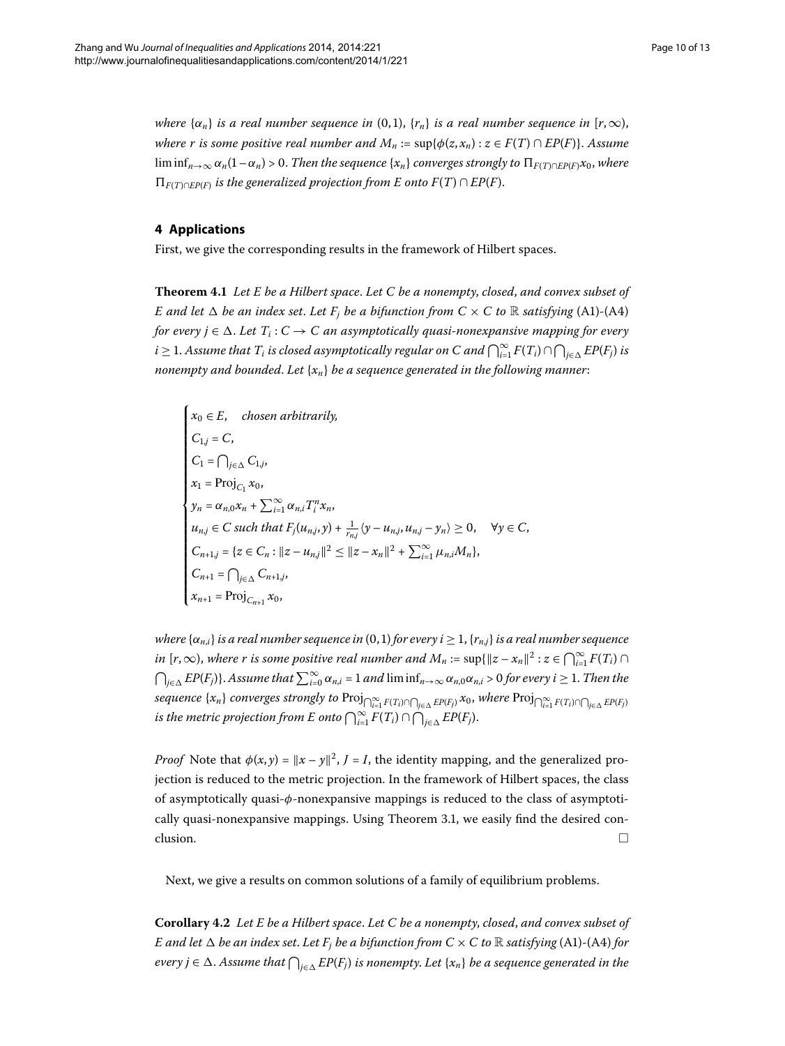*where $\{\alpha_n\}$ is a real number sequence in $(0,1)$, $\{r_n\}$ is a real number sequence in $[r,\infty)$, where $r$ is some positive real number and $M_n := \sup\{\phi(z,x_n) : z \in F(T) \cap EP(F)\}$. Assume $\liminf_{n\to\infty} \alpha_n(1-\alpha_n) > 0$. Then the sequence $\{x_n\}$ converges strongly to $\Pi_{F(T)\cap EP(F)} x_0$, where $\Pi_{F(T)\cap EP(F)}$ is the generalized projection from $E$ onto $F(T) \cap EP(F)$.*

## 4 Applications

First, we give the corresponding results in the framework of Hilbert spaces.

**Theorem 4.1** *Let $E$ be a Hilbert space. Let $C$ be a nonempty, closed, and convex subset of $E$ and let $\Delta$ be an index set. Let $F_j$ be a bifunction from $C \times C$ to $\mathbb{R}$ satisfying (A1)-(A4) for every $j \in \Delta$. Let $T_i : C \to C$ an asymptotically quasi-nonexpansive mapping for every $i \geq 1$. Assume that $T_i$ is closed asymptotically regular on $C$ and $\bigcap_{i=1}^{\infty} F(T_i) \cap \bigcap_{j\in\Delta} EP(F_j)$ is nonempty and bounded. Let $\{x_n\}$ be a sequence generated in the following manner:*

$$
\begin{cases}
x_0 \in E, \quad \text{chosen arbitrarily,} \\
C_{1,j} = C, \\
C_1 = \bigcap_{j\in\Delta} C_{1,j}, \\
x_1 = \operatorname{Proj}_{C_1} x_0, \\
y_n = \alpha_{n,0} x_n + \sum_{i=1}^{\infty} \alpha_{n,i} T_i^n x_n, \\
u_{n,j} \in C \text{ such that } F_j(u_{n,j}, y) + \frac{1}{r_{n,j}} \langle y - u_{n,j}, u_{n,j} - y_n \rangle \geq 0, \quad \forall y \in C, \\
C_{n+1,j} = \{z \in C_n : \|z - u_{n,j}\|^2 \leq \|z - x_n\|^2 + \sum_{i=1}^{\infty} \mu_{n,i} M_n\}, \\
C_{n+1} = \bigcap_{j\in\Delta} C_{n+1,j}, \\
x_{n+1} = \operatorname{Proj}_{C_{n+1}} x_0,
\end{cases}
$$

*where $\{\alpha_{n,i}\}$ is a real number sequence in $(0,1)$ for every $i \geq 1$, $\{r_{n,j}\}$ is a real number sequence in $[r,\infty)$, where $r$ is some positive real number and $M_n := \sup\{\|z - x_n\|^2 : z \in \bigcap_{i=1}^{\infty} F(T_i) \cap \bigcap_{j\in\Delta} EP(F_j)\}$. Assume that $\sum_{i=0}^{\infty} \alpha_{n,i} = 1$ and $\liminf_{n\to\infty} \alpha_{n,0}\alpha_{n,i} > 0$ for every $i \geq 1$. Then the sequence $\{x_n\}$ converges strongly to $\operatorname{Proj}_{\bigcap_{i=1}^{\infty} F(T_i)\cap\bigcap_{j\in\Delta} EP(F_j)} x_0$, where $\operatorname{Proj}_{\bigcap_{i=1}^{\infty} F(T_i)\cap\bigcap_{j\in\Delta} EP(F_j)}$ is the metric projection from $E$ onto $\bigcap_{i=1}^{\infty} F(T_i) \cap \bigcap_{j\in\Delta} EP(F_j)$.*

*Proof* Note that $\phi(x,y) = \|x-y\|^2$, $J = I$, the identity mapping, and the generalized projection is reduced to the metric projection. In the framework of Hilbert spaces, the class of asymptotically quasi-$\phi$-nonexpansive mappings is reduced to the class of asymptotically quasi-nonexpansive mappings. Using Theorem 3.1, we easily find the desired conclusion. □

Next, we give a results on common solutions of a family of equilibrium problems.

**Corollary 4.2** *Let $E$ be a Hilbert space. Let $C$ be a nonempty, closed, and convex subset of $E$ and let $\Delta$ be an index set. Let $F_j$ be a bifunction from $C \times C$ to $\mathbb{R}$ satisfying (A1)-(A4) for every $j \in \Delta$. Assume that $\bigcap_{j\in\Delta} EP(F_j)$ is nonempty. Let $\{x_n\}$ be a sequence generated in the*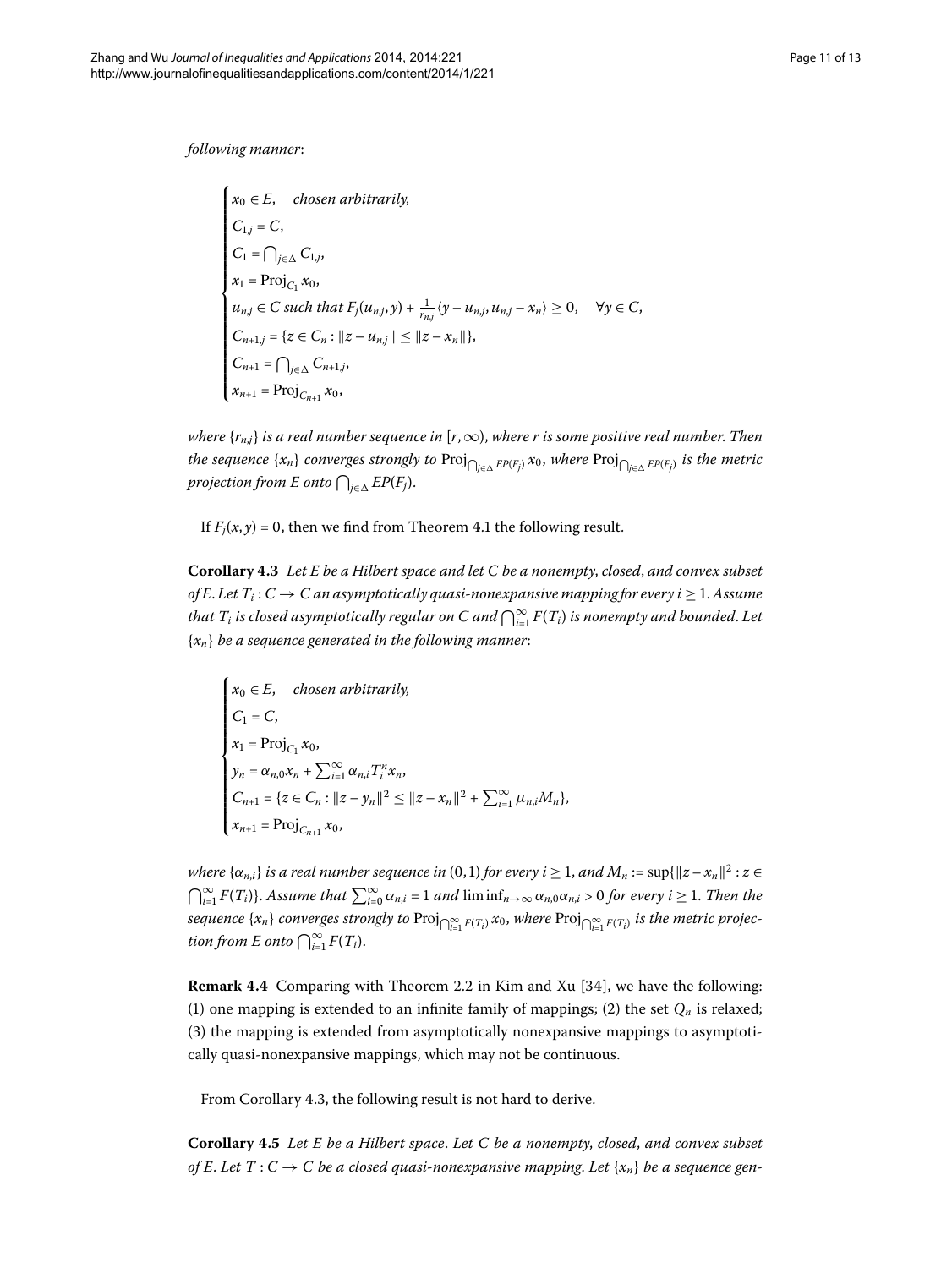*following manner*:

$$
\begin{cases}
x_0 \in E, \quad \text{chosen arbitrarily,} \\
C_{1,j} = C, \\
C_1 = \bigcap_{j\in\Delta} C_{1,j}, \\
x_1 = \operatorname{Proj}_{C_1} x_0, \\
u_{n,j} \in C \text{ such that } F_j(u_{n,j}, y) + \frac{1}{r_{n,j}} \langle y - u_{n,j}, u_{n,j} - x_n \rangle \geq 0, \quad \forall y \in C, \\
C_{n+1,j} = \{z \in C_n : \|z - u_{n,j}\| \leq \|z - x_n\|\}, \\
C_{n+1} = \bigcap_{j\in\Delta} C_{n+1,j}, \\
x_{n+1} = \operatorname{Proj}_{C_{n+1}} x_0,
\end{cases}
$$

*where $\{r_{n,j}\}$ is a real number sequence in $[r, \infty)$, where $r$ is some positive real number. Then the sequence $\{x_n\}$ converges strongly to $\operatorname{Proj}_{\bigcap_{j\in\Delta} EP(F_j)} x_0$, where $\operatorname{Proj}_{\bigcap_{j\in\Delta} EP(F_j)}$ is the metric projection from $E$ onto $\bigcap_{j\in\Delta} EP(F_j)$.*

If $F_j(x, y) = 0$, then we find from Theorem 4.1 the following result.

**Corollary 4.3** *Let $E$ be a Hilbert space and let $C$ be a nonempty, closed, and convex subset of $E$. Let $T_i : C \to C$ an asymptotically quasi-nonexpansive mapping for every $i \geq 1$. Assume that $T_i$ is closed asymptotically regular on $C$ and $\bigcap_{i=1}^{\infty} F(T_i)$ is nonempty and bounded. Let $\{x_n\}$ be a sequence generated in the following manner*:

$$
\begin{cases}
x_0 \in E, \quad \text{chosen arbitrarily,} \\
C_1 = C, \\
x_1 = \operatorname{Proj}_{C_1} x_0, \\
y_n = \alpha_{n,0} x_n + \sum_{i=1}^{\infty} \alpha_{n,i} T_i^n x_n, \\
C_{n+1} = \{z \in C_n : \|z - y_n\|^2 \leq \|z - x_n\|^2 + \sum_{i=1}^{\infty} \mu_{n,i} M_n\}, \\
x_{n+1} = \operatorname{Proj}_{C_{n+1}} x_0,
\end{cases}
$$

*where $\{\alpha_{n,i}\}$ is a real number sequence in $(0,1)$ for every $i \geq 1$, and $M_n := \sup\{\|z - x_n\|^2 : z \in \bigcap_{i=1}^{\infty} F(T_i)\}$. Assume that $\sum_{i=0}^{\infty} \alpha_{n,i} = 1$ and $\liminf_{n\to\infty} \alpha_{n,0}\alpha_{n,i} > 0$ for every $i \geq 1$. Then the sequence $\{x_n\}$ converges strongly to $\operatorname{Proj}_{\bigcap_{i=1}^{\infty} F(T_i)} x_0$, where $\operatorname{Proj}_{\bigcap_{i=1}^{\infty} F(T_i)}$ is the metric projection from $E$ onto $\bigcap_{i=1}^{\infty} F(T_i)$.*

**Remark 4.4** Comparing with Theorem 2.2 in Kim and Xu [34], we have the following: (1) one mapping is extended to an infinite family of mappings; (2) the set $Q_n$ is relaxed; (3) the mapping is extended from asymptotically nonexpansive mappings to asymptotically quasi-nonexpansive mappings, which may not be continuous.

From Corollary 4.3, the following result is not hard to derive.

**Corollary 4.5** *Let $E$ be a Hilbert space. Let $C$ be a nonempty, closed, and convex subset of $E$. Let $T : C \to C$ be a closed quasi-nonexpansive mapping. Let $\{x_n\}$ be a sequence gen-*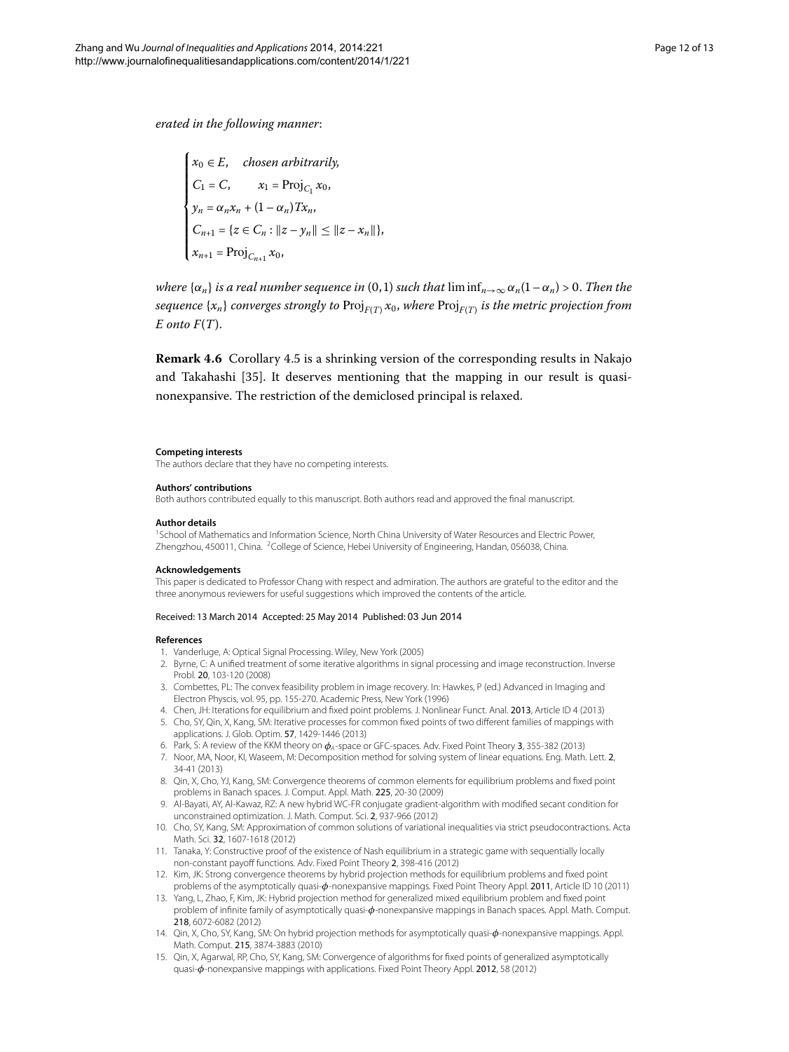*erated in the following manner*:

$$
\begin{cases}
x_0 \in E, \quad \text{chosen arbitrarily,} \\
C_1 = C, \qquad x_1 = \operatorname{Proj}_{C_1} x_0, \\
y_n = \alpha_n x_n + (1-\alpha_n)Tx_n, \\
C_{n+1} = \{z \in C_n : \|z - y_n\| \leq \|z - x_n\|\}, \\
x_{n+1} = \operatorname{Proj}_{C_{n+1}} x_0,
\end{cases}
$$

*where* $\{\alpha_n\}$ *is a real number sequence in* $(0,1)$ *such that* $\liminf_{n\to\infty} \alpha_n(1-\alpha_n) > 0$. *Then the sequence* $\{x_n\}$ *converges strongly to* $\operatorname{Proj}_{F(T)} x_0$, *where* $\operatorname{Proj}_{F(T)}$ *is the metric projection from* $E$ *onto* $F(T)$.

**Remark 4.6** Corollary 4.5 is a shrinking version of the corresponding results in Nakajo and Takahashi [35]. It deserves mentioning that the mapping in our result is quasi-nonexpansive. The restriction of the demiclosed principal is relaxed.

#### Competing interests

The authors declare that they have no competing interests.

#### Authors' contributions

Both authors contributed equally to this manuscript. Both authors read and approved the final manuscript.

#### Author details

[1] School of Mathematics and Information Science, North China University of Water Resources and Electric Power, Zhengzhou, 450011, China. [2] College of Science, Hebei University of Engineering, Handan, 056038, China.

#### Acknowledgements

This paper is dedicated to Professor Chang with respect and admiration. The authors are grateful to the editor and the three anonymous reviewers for useful suggestions which improved the contents of the article.

Received: 13 March 2014 Accepted: 25 May 2014 Published: 03 Jun 2014

#### References

1. Vanderluge, A: Optical Signal Processing. Wiley, New York (2005)
2. Byrne, C: A unified treatment of some iterative algorithms in signal processing and image reconstruction. Inverse Probl. **20**, 103-120 (2008)
3. Combettes, PL: The convex feasibility problem in image recovery. In: Hawkes, P (ed.) Advanced in Imaging and Electron Physcis, vol. 95, pp. 155-270. Academic Press, New York (1996)
4. Chen, JH: Iterations for equilibrium and fixed point problems. J. Nonlinear Funct. Anal. **2013**, Article ID 4 (2013)
5. Cho, SY, Qin, X, Kang, SM: Iterative processes for common fixed points of two different families of mappings with applications. J. Glob. Optim. **57**, 1429-1446 (2013)
6. Park, S: A review of the KKM theory on $\phi_A$-space or GFC-spaces. Adv. Fixed Point Theory **3**, 355-382 (2013)
7. Noor, MA, Noor, KI, Waseem, M: Decomposition method for solving system of linear equations. Eng. Math. Lett. **2**, 34-41 (2013)
8. Qin, X, Cho, YJ, Kang, SM: Convergence theorems of common elements for equilibrium problems and fixed point problems in Banach spaces. J. Comput. Appl. Math. **225**, 20-30 (2009)
9. Al-Bayati, AY, Al-Kawaz, RZ: A new hybrid WC-FR conjugate gradient-algorithm with modified secant condition for unconstrained optimization. J. Math. Comput. Sci. **2**, 937-966 (2012)
10. Cho, SY, Kang, SM: Approximation of common solutions of variational inequalities via strict pseudocontractions. Acta Math. Sci. **32**, 1607-1618 (2012)
11. Tanaka, Y: Constructive proof of the existence of Nash equilibrium in a strategic game with sequentially locally non-constant payoff functions. Adv. Fixed Point Theory **2**, 398-416 (2012)
12. Kim, JK: Strong convergence theorems by hybrid projection methods for equilibrium problems and fixed point problems of the asymptotically quasi-$\phi$-nonexpansive mappings. Fixed Point Theory Appl. **2011**, Article ID 10 (2011)
13. Yang, L, Zhao, F, Kim, JK: Hybrid projection method for generalized mixed equilibrium problem and fixed point problem of infinite family of asymptotically quasi-$\phi$-nonexpansive mappings in Banach spaces. Appl. Math. Comput. **218**, 6072-6082 (2012)
14. Qin, X, Cho, SY, Kang, SM: On hybrid projection methods for asymptotically quasi-$\phi$-nonexpansive mappings. Appl. Math. Comput. **215**, 3874-3883 (2010)
15. Qin, X, Agarwal, RP, Cho, SY, Kang, SM: Convergence of algorithms for fixed points of generalized asymptotically quasi-$\phi$-nonexpansive mappings with applications. Fixed Point Theory Appl. **2012**, 58 (2012)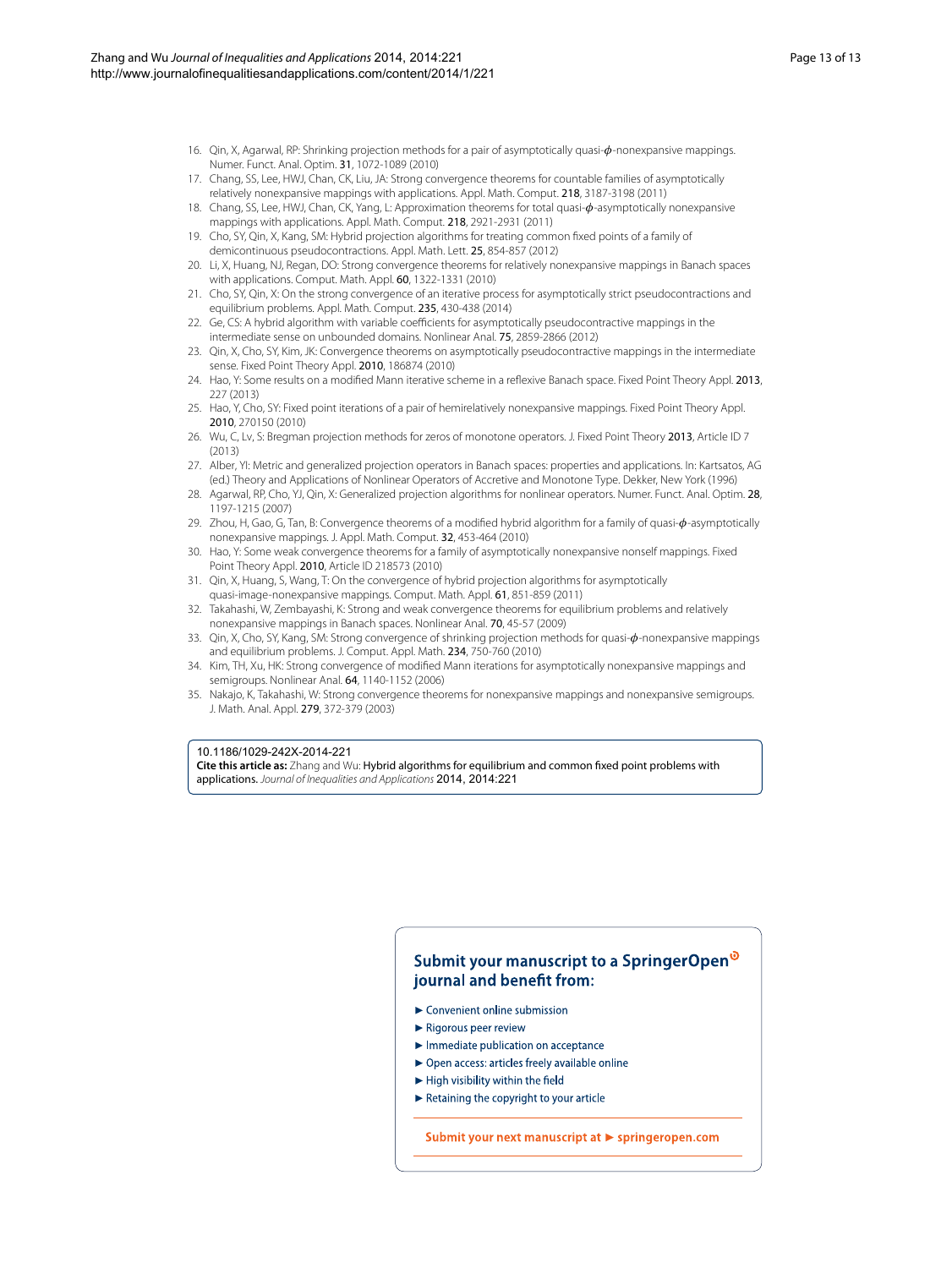16. Qin, X, Agarwal, RP: Shrinking projection methods for a pair of asymptotically quasi-$\phi$-nonexpansive mappings. Numer. Funct. Anal. Optim. **31**, 1072-1089 (2010)
17. Chang, SS, Lee, HWJ, Chan, CK, Liu, JA: Strong convergence theorems for countable families of asymptotically relatively nonexpansive mappings with applications. Appl. Math. Comput. **218**, 3187-3198 (2011)
18. Chang, SS, Lee, HWJ, Chan, CK, Yang, L: Approximation theorems for total quasi-$\phi$-asymptotically nonexpansive mappings with applications. Appl. Math. Comput. **218**, 2921-2931 (2011)
19. Cho, SY, Qin, X, Kang, SM: Hybrid projection algorithms for treating common fixed points of a family of demicontinuous pseudocontractions. Appl. Math. Lett. **25**, 854-857 (2012)
20. Li, X, Huang, NJ, Regan, DO: Strong convergence theorems for relatively nonexpansive mappings in Banach spaces with applications. Comput. Math. Appl. **60**, 1322-1331 (2010)
21. Cho, SY, Qin, X: On the strong convergence of an iterative process for asymptotically strict pseudocontractions and equilibrium problems. Appl. Math. Comput. **235**, 430-438 (2014)
22. Ge, CS: A hybrid algorithm with variable coefficients for asymptotically pseudocontractive mappings in the intermediate sense on unbounded domains. Nonlinear Anal. **75**, 2859-2866 (2012)
23. Qin, X, Cho, SY, Kim, JK: Convergence theorems on asymptotically pseudocontractive mappings in the intermediate sense. Fixed Point Theory Appl. **2010**, 186874 (2010)
24. Hao, Y: Some results on a modified Mann iterative scheme in a reflexive Banach space. Fixed Point Theory Appl. **2013**, 227 (2013)
25. Hao, Y, Cho, SY: Fixed point iterations of a pair of hemirelatively nonexpansive mappings. Fixed Point Theory Appl. **2010**, 270150 (2010)
26. Wu, C, Lv, S: Bregman projection methods for zeros of monotone operators. J. Fixed Point Theory **2013**, Article ID 7 (2013)
27. Alber, YI: Metric and generalized projection operators in Banach spaces: properties and applications. In: Kartsatos, AG (ed.) Theory and Applications of Nonlinear Operators of Accretive and Monotone Type. Dekker, New York (1996)
28. Agarwal, RP, Cho, YJ, Qin, X: Generalized projection algorithms for nonlinear operators. Numer. Funct. Anal. Optim. **28**, 1197-1215 (2007)
29. Zhou, H, Gao, G, Tan, B: Convergence theorems of a modified hybrid algorithm for a family of quasi-$\phi$-asymptotically nonexpansive mappings. J. Appl. Math. Comput. **32**, 453-464 (2010)
30. Hao, Y: Some weak convergence theorems for a family of asymptotically nonexpansive nonself mappings. Fixed Point Theory Appl. **2010**, Article ID 218573 (2010)
31. Qin, X, Huang, S, Wang, T: On the convergence of hybrid projection algorithms for asymptotically quasi-image-nonexpansive mappings. Comput. Math. Appl. **61**, 851-859 (2011)
32. Takahashi, W, Zembayashi, K: Strong and weak convergence theorems for equilibrium problems and relatively nonexpansive mappings in Banach spaces. Nonlinear Anal. **70**, 45-57 (2009)
33. Qin, X, Cho, SY, Kang, SM: Strong convergence of shrinking projection methods for quasi-$\phi$-nonexpansive mappings and equilibrium problems. J. Comput. Appl. Math. **234**, 750-760 (2010)
34. Kim, TH, Xu, HK: Strong convergence of modified Mann iterations for asymptotically nonexpansive mappings and semigroups. Nonlinear Anal. **64**, 1140-1152 (2006)
35. Nakajo, K, Takahashi, W: Strong convergence theorems for nonexpansive mappings and nonexpansive semigroups. J. Math. Anal. Appl. **279**, 372-379 (2003)

10.1186/1029-242X-2014-221
**Cite this article as:** Zhang and Wu: Hybrid algorithms for equilibrium and common fixed point problems with applications. *Journal of Inequalities and Applications* 2014, 2014:221

**Submit your manuscript to a SpringerOpen journal and benefit from:**

- ► Convenient online submission
- ► Rigorous peer review
- ► Immediate publication on acceptance
- ► Open access: articles freely available online
- ► High visibility within the field
- ► Retaining the copyright to your article

**Submit your next manuscript at ► springeropen.com**